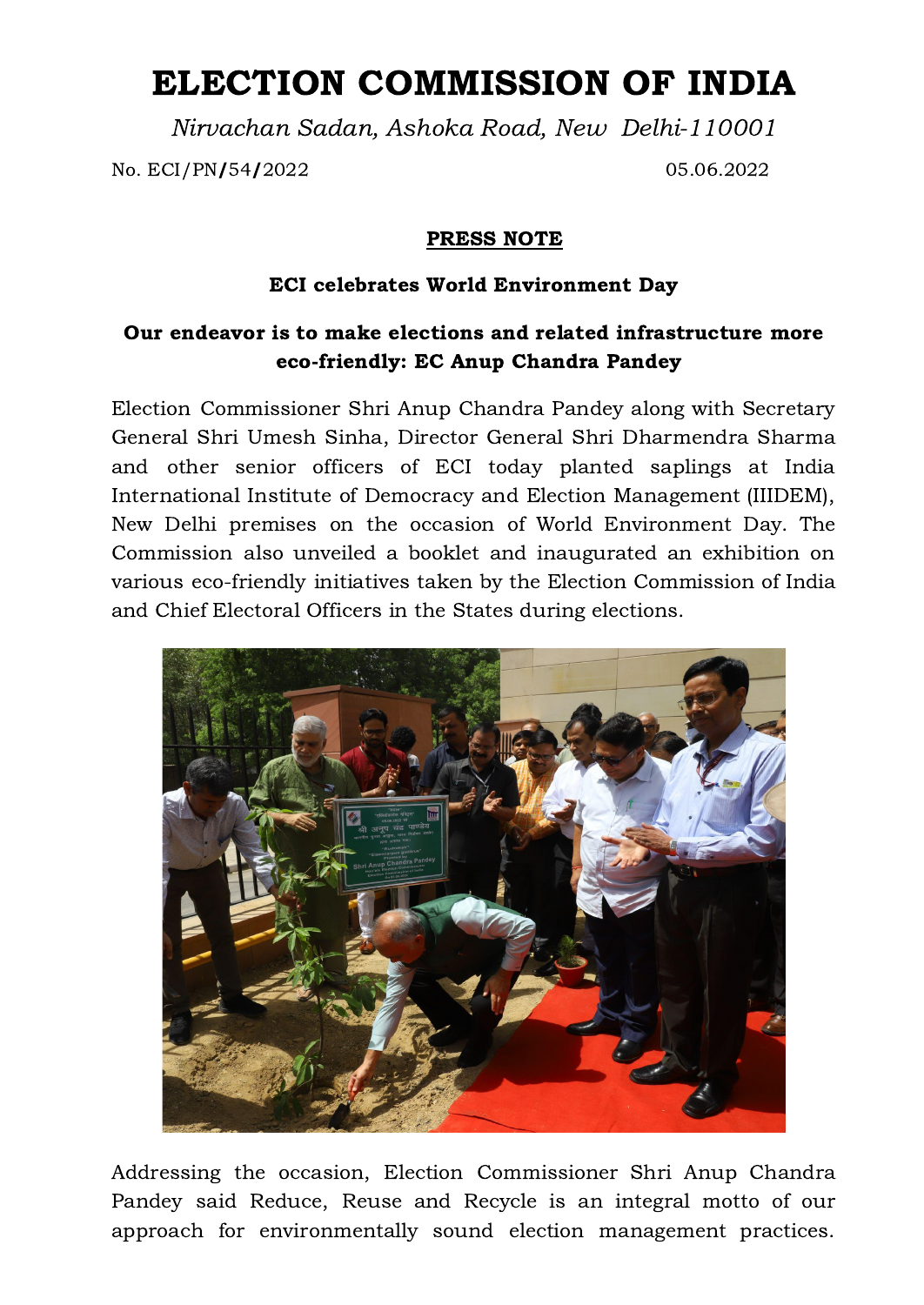# ELECTION COMMISSION OF INDIA

*Nirvachan Sadan, Ashoka Road, New Delhi-110001*

No. ECI/PN/54/2022 05.06.2022

## PRESS NOTE

**ECI celebrates World Environment Day**

**Our endeavor is to make elections and related infrastructure more eco-friendly: EC Anup Chandra Pandey**

Election Commissioner Shri Anup Chandra Pandey along with Secretary General Shri Umesh Sinha, Director General Shri Dharmendra Sharma and other senior officers of ECI today planted saplings at India International Institute of Democracy and Election Management (IIIDEM), New Delhi premises on the occasion of World Environment Day. The Commission also unveiled a booklet and inaugurated an exhibition on various eco-friendly initiatives taken by the Election Commission of India and Chief Electoral Officers in the States during elections.

Addressing the occasion, Election Commissioner Shri Anup Chandra Pandey said Reduce, Reuse and Recycle is an integral motto of our approach for environmentally sound election management practices.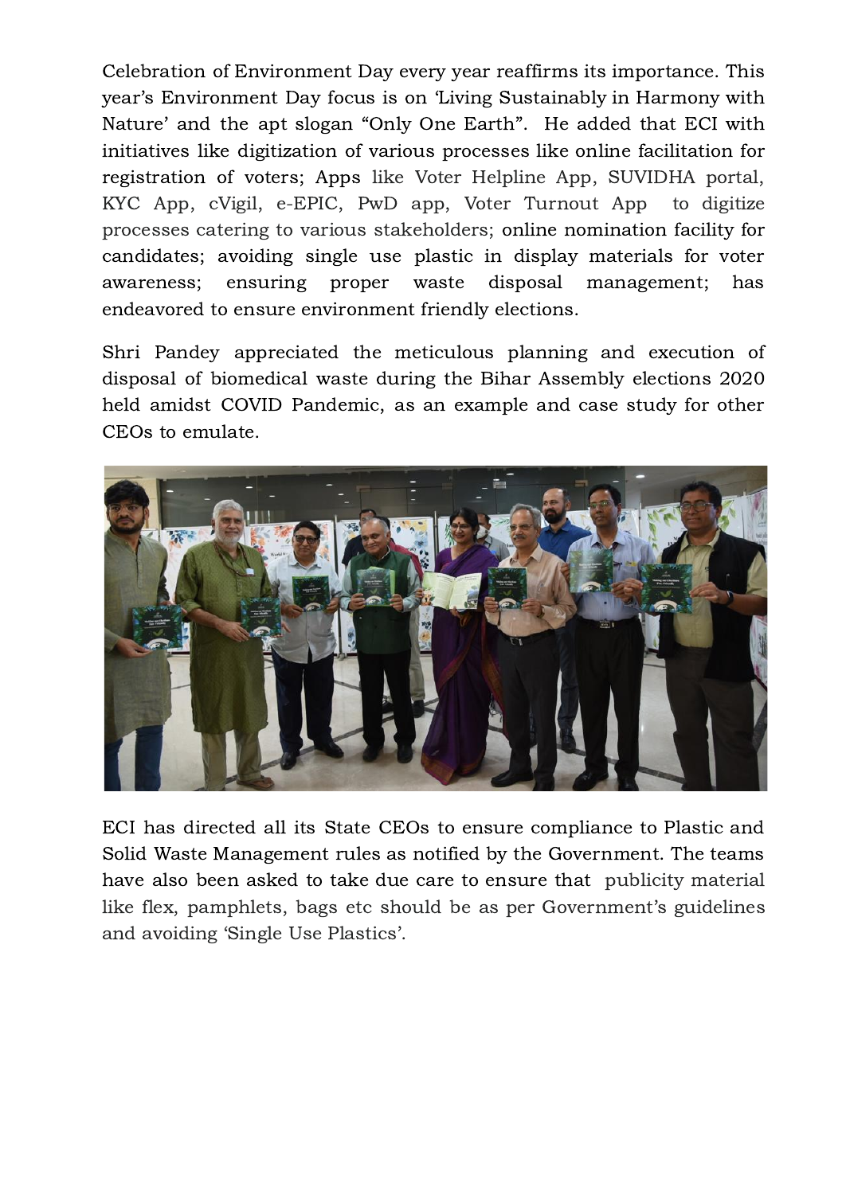Celebration of Environment Day every year reaffirms its importance. This year's Environment Day focus is on 'Living Sustainably in Harmony with Nature' and the apt slogan "Only One Earth". He added that ECI with initiatives like digitization of various processes like online facilitation for registration of voters; Apps like Voter Helpline App, SUVIDHA portal, KYC App, cVigil, e-EPIC, PwD app, Voter Turnout App to digitize processes catering to various stakeholders; online nomination facility for candidates; avoiding single use plastic in display materials for voter awareness; ensuring proper waste disposal management; has endeavored to ensure environment friendly elections.

Shri Pandey appreciated the meticulous planning and execution of disposal of biomedical waste during the Bihar Assembly elections 2020 held amidst COVID Pandemic, as an example and case study for other CEOs to emulate.

ECI has directed all its State CEOs to ensure compliance to Plastic and Solid Waste Management rules as notified by the Government. The teams have also been asked to take due care to ensure that publicity material like flex, pamphlets, bags etc should be as per Government's guidelines and avoiding 'Single Use Plastics'.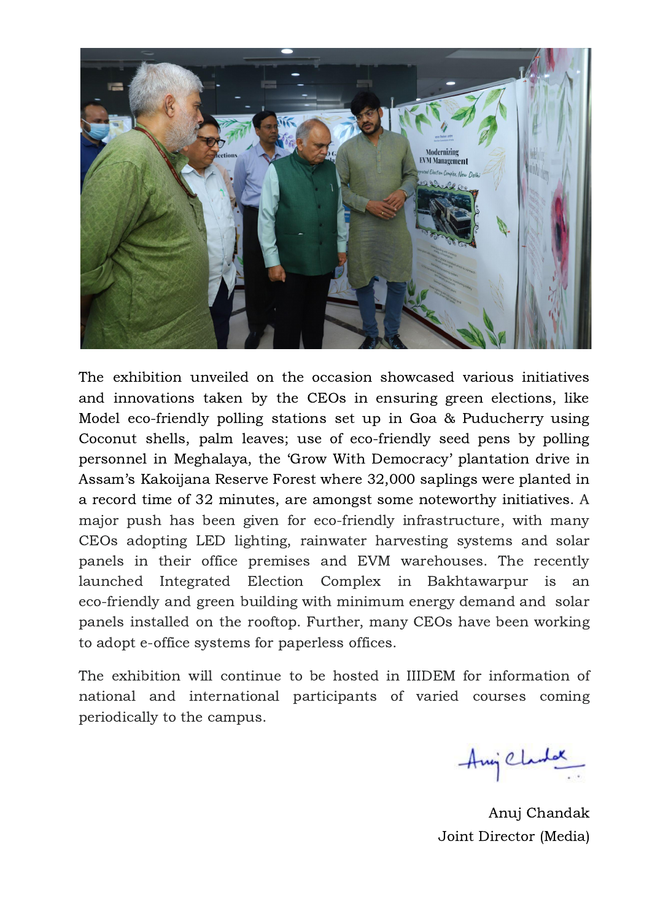The exhibition unveiled on the occasion showcased various initiatives and innovations taken by the CEOs in ensuring green elections, like Model eco-friendly polling stations set up in Goa & Puducherry using Coconut shells, palm leaves; use of eco-friendly seed pens by polling personnel in Meghalaya, the 'Grow With Democracy' plantation drive in Assam's Kakoijana Reserve Forest where 32,000 saplings were planted in a record time of 32 minutes, are amongst some noteworthy initiatives. A major push has been given for eco-friendly infrastructure, with many CEOs adopting LED lighting, rainwater harvesting systems and solar panels in their office premises and EVM warehouses. The recently launched Integrated Election Complex in Bakhtawarpur is an eco-friendly and green building with minimum energy demand and solar panels installed on the rooftop. Further, many CEOs have been working to adopt e-office systems for paperless offices.

The exhibition will continue to be hosted in IIIDEM for information of national and international participants of varied courses coming periodically to the campus.

Anuj Chandak
Joint Director (Media)